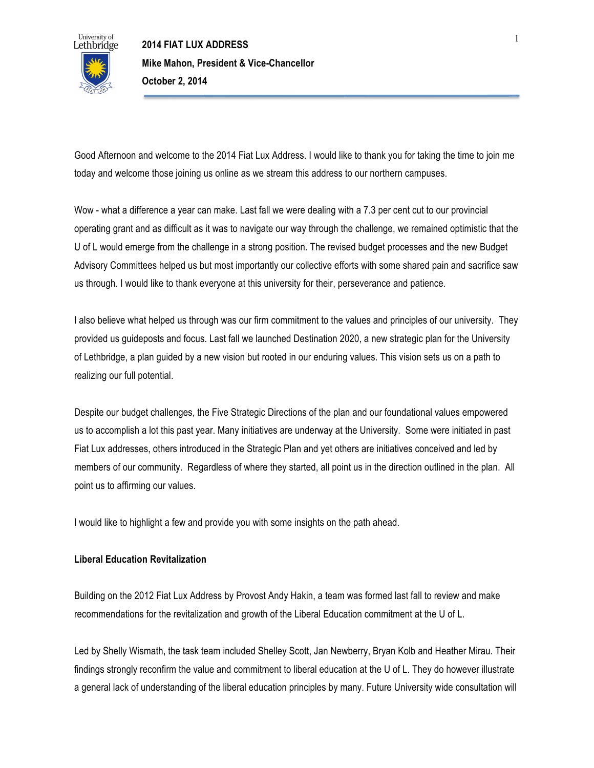# 2014 FIAT LUX ADDRESS

**Mike Mahon, President & Vice-Chancellor**

**October 2, 2014**

Good Afternoon and welcome to the 2014 Fiat Lux Address. I would like to thank you for taking the time to join me today and welcome those joining us online as we stream this address to our northern campuses.

Wow - what a difference a year can make. Last fall we were dealing with a 7.3 per cent cut to our provincial operating grant and as difficult as it was to navigate our way through the challenge, we remained optimistic that the U of L would emerge from the challenge in a strong position. The revised budget processes and the new Budget Advisory Committees helped us but most importantly our collective efforts with some shared pain and sacrifice saw us through. I would like to thank everyone at this university for their, perseverance and patience.

I also believe what helped us through was our firm commitment to the values and principles of our university. They provided us guideposts and focus. Last fall we launched Destination 2020, a new strategic plan for the University of Lethbridge, a plan guided by a new vision but rooted in our enduring values. This vision sets us on a path to realizing our full potential.

Despite our budget challenges, the Five Strategic Directions of the plan and our foundational values empowered us to accomplish a lot this past year. Many initiatives are underway at the University. Some were initiated in past Fiat Lux addresses, others introduced in the Strategic Plan and yet others are initiatives conceived and led by members of our community. Regardless of where they started, all point us in the direction outlined in the plan. All point us to affirming our values.

I would like to highlight a few and provide you with some insights on the path ahead.

**Liberal Education Revitalization**

Building on the 2012 Fiat Lux Address by Provost Andy Hakin, a team was formed last fall to review and make recommendations for the revitalization and growth of the Liberal Education commitment at the U of L.

Led by Shelly Wismath, the task team included Shelley Scott, Jan Newberry, Bryan Kolb and Heather Mirau. Their findings strongly reconfirm the value and commitment to liberal education at the U of L. They do however illustrate a general lack of understanding of the liberal education principles by many. Future University wide consultation will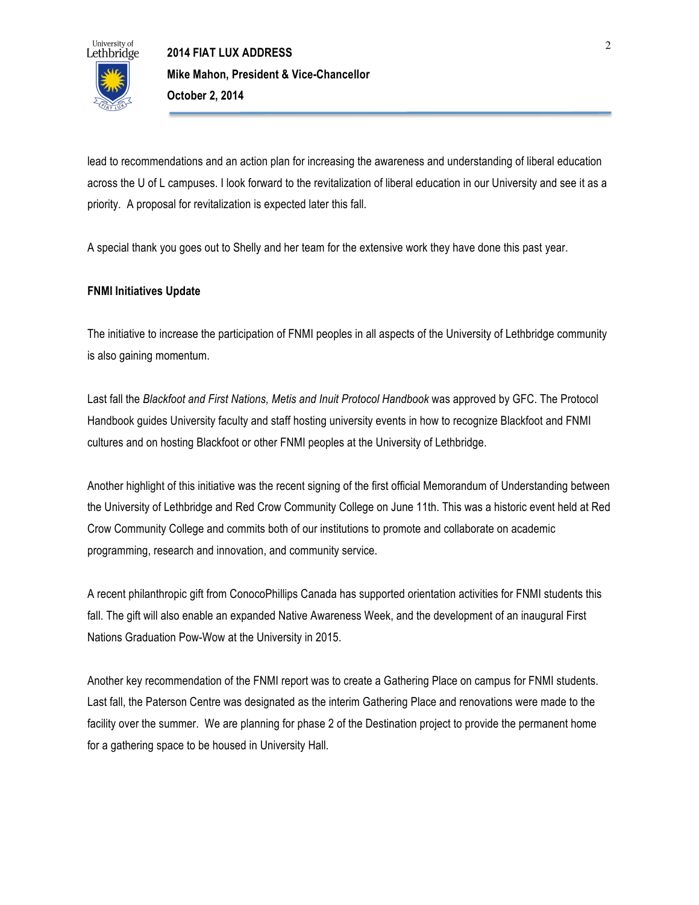lead to recommendations and an action plan for increasing the awareness and understanding of liberal education across the U of L campuses. I look forward to the revitalization of liberal education in our University and see it as a priority.  A proposal for revitalization is expected later this fall.

A special thank you goes out to Shelly and her team for the extensive work they have done this past year.

**FNMI Initiatives Update**

The initiative to increase the participation of FNMI peoples in all aspects of the University of Lethbridge community is also gaining momentum.

Last fall the *Blackfoot and First Nations, Metis and Inuit Protocol Handbook* was approved by GFC. The Protocol Handbook guides University faculty and staff hosting university events in how to recognize Blackfoot and FNMI cultures and on hosting Blackfoot or other FNMI peoples at the University of Lethbridge.

Another highlight of this initiative was the recent signing of the first official Memorandum of Understanding between the University of Lethbridge and Red Crow Community College on June 11th. This was a historic event held at Red Crow Community College and commits both of our institutions to promote and collaborate on academic programming, research and innovation, and community service.

A recent philanthropic gift from ConocoPhillips Canada has supported orientation activities for FNMI students this fall. The gift will also enable an expanded Native Awareness Week, and the development of an inaugural First Nations Graduation Pow-Wow at the University in 2015.

Another key recommendation of the FNMI report was to create a Gathering Place on campus for FNMI students. Last fall, the Paterson Centre was designated as the interim Gathering Place and renovations were made to the facility over the summer.  We are planning for phase 2 of the Destination project to provide the permanent home for a gathering space to be housed in University Hall.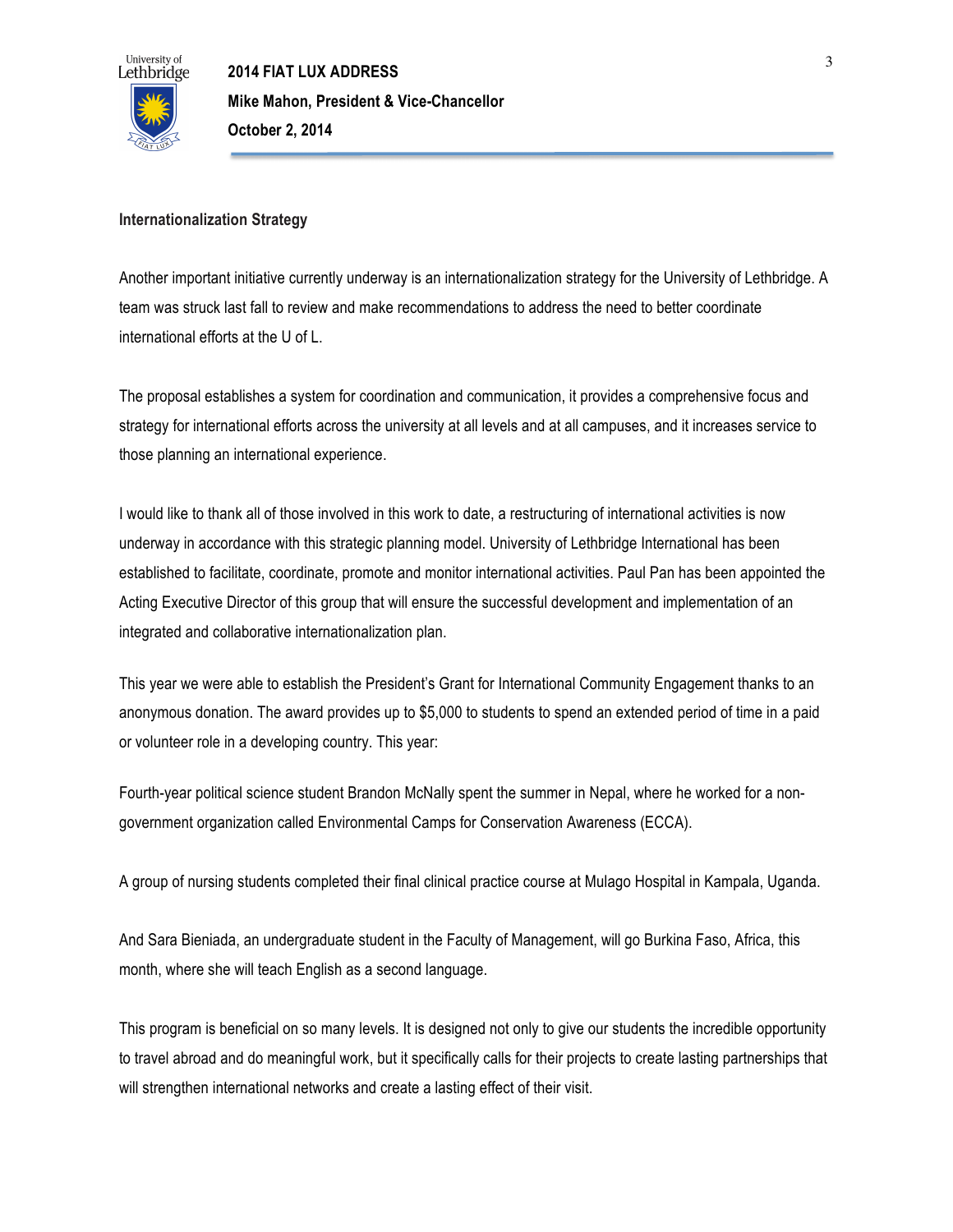**Internationalization Strategy**

Another important initiative currently underway is an internationalization strategy for the University of Lethbridge. A team was struck last fall to review and make recommendations to address the need to better coordinate international efforts at the U of L.

The proposal establishes a system for coordination and communication, it provides a comprehensive focus and strategy for international efforts across the university at all levels and at all campuses, and it increases service to those planning an international experience.

I would like to thank all of those involved in this work to date, a restructuring of international activities is now underway in accordance with this strategic planning model. University of Lethbridge International has been established to facilitate, coordinate, promote and monitor international activities. Paul Pan has been appointed the Acting Executive Director of this group that will ensure the successful development and implementation of an integrated and collaborative internationalization plan.

This year we were able to establish the President's Grant for International Community Engagement thanks to an anonymous donation. The award provides up to $5,000 to students to spend an extended period of time in a paid or volunteer role in a developing country. This year:

Fourth-year political science student Brandon McNally spent the summer in Nepal, where he worked for a non-government organization called Environmental Camps for Conservation Awareness (ECCA).

A group of nursing students completed their final clinical practice course at Mulago Hospital in Kampala, Uganda.

And Sara Bieniada, an undergraduate student in the Faculty of Management, will go Burkina Faso, Africa, this month, where she will teach English as a second language.

This program is beneficial on so many levels. It is designed not only to give our students the incredible opportunity to travel abroad and do meaningful work, but it specifically calls for their projects to create lasting partnerships that will strengthen international networks and create a lasting effect of their visit.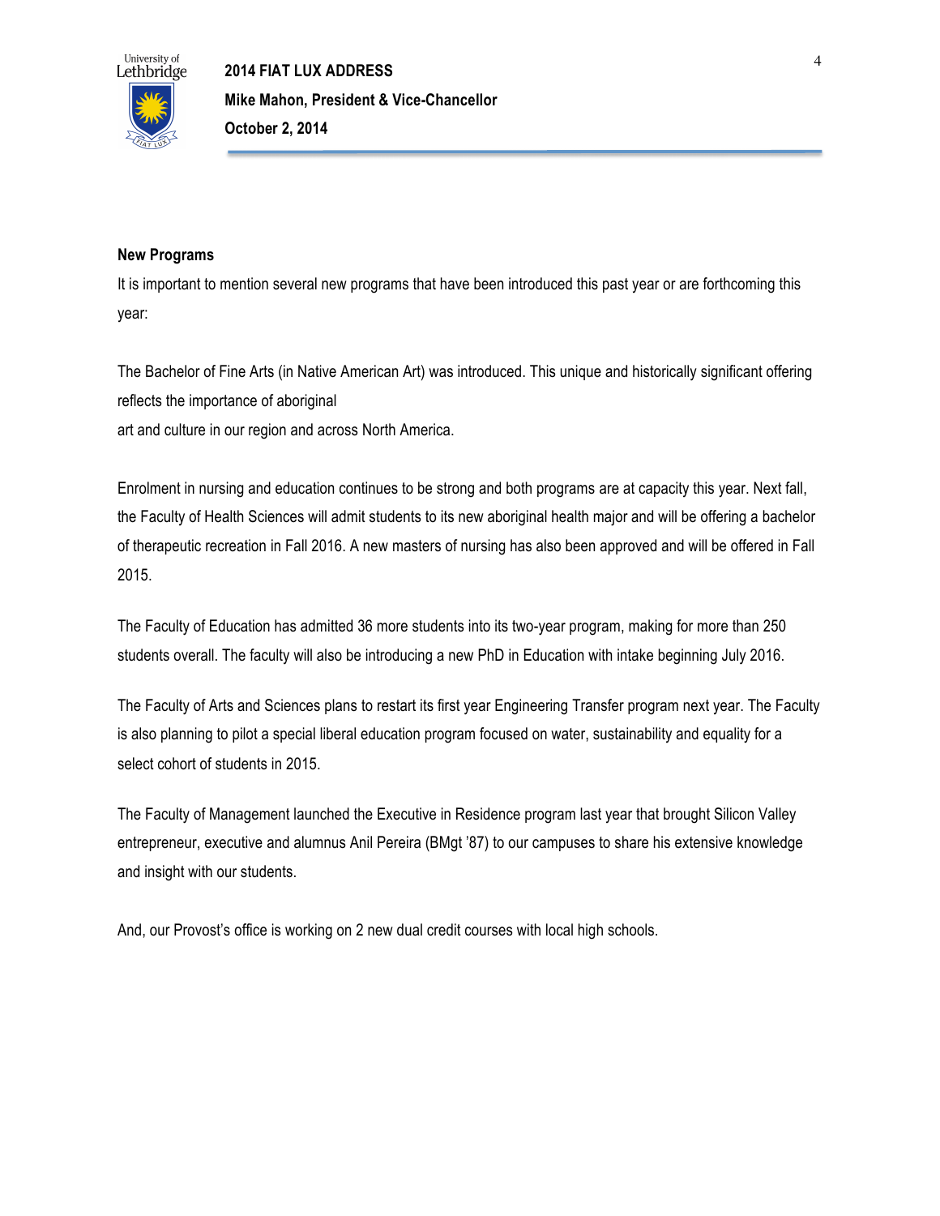## New Programs

It is important to mention several new programs that have been introduced this past year or are forthcoming this year:

The Bachelor of Fine Arts (in Native American Art) was introduced. This unique and historically significant offering reflects the importance of aboriginal art and culture in our region and across North America.

Enrolment in nursing and education continues to be strong and both programs are at capacity this year. Next fall, the Faculty of Health Sciences will admit students to its new aboriginal health major and will be offering a bachelor of therapeutic recreation in Fall 2016. A new masters of nursing has also been approved and will be offered in Fall 2015.

The Faculty of Education has admitted 36 more students into its two-year program, making for more than 250 students overall. The faculty will also be introducing a new PhD in Education with intake beginning July 2016.

The Faculty of Arts and Sciences plans to restart its first year Engineering Transfer program next year. The Faculty is also planning to pilot a special liberal education program focused on water, sustainability and equality for a select cohort of students in 2015.

The Faculty of Management launched the Executive in Residence program last year that brought Silicon Valley entrepreneur, executive and alumnus Anil Pereira (BMgt '87) to our campuses to share his extensive knowledge and insight with our students.

And, our Provost's office is working on 2 new dual credit courses with local high schools.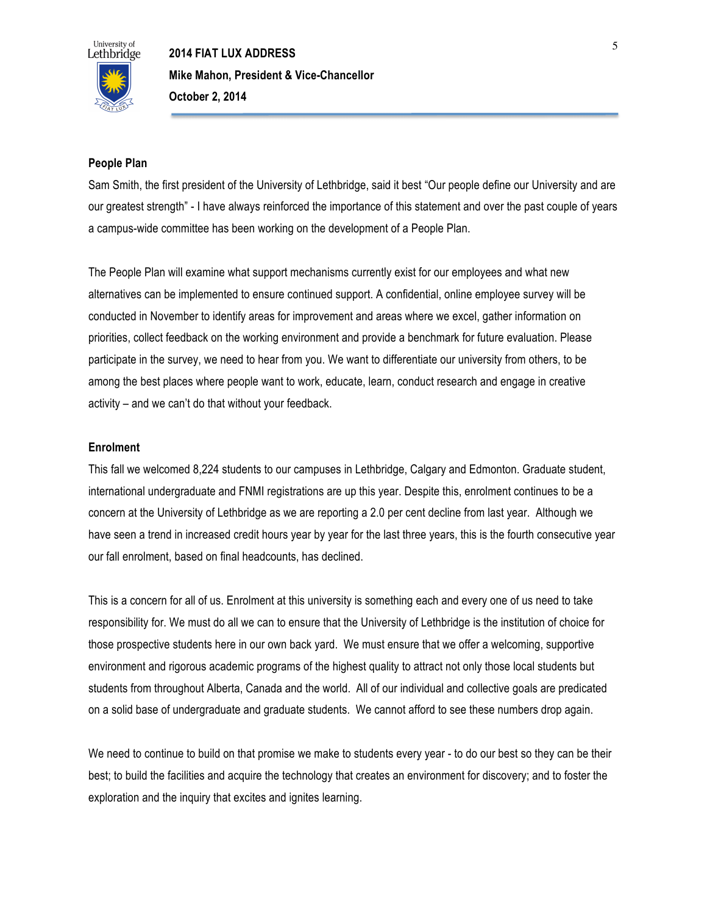## People Plan

Sam Smith, the first president of the University of Lethbridge, said it best "Our people define our University and are our greatest strength" - I have always reinforced the importance of this statement and over the past couple of years a campus-wide committee has been working on the development of a People Plan.

The People Plan will examine what support mechanisms currently exist for our employees and what new alternatives can be implemented to ensure continued support. A confidential, online employee survey will be conducted in November to identify areas for improvement and areas where we excel, gather information on priorities, collect feedback on the working environment and provide a benchmark for future evaluation. Please participate in the survey, we need to hear from you. We want to differentiate our university from others, to be among the best places where people want to work, educate, learn, conduct research and engage in creative activity – and we can't do that without your feedback.

## Enrolment

This fall we welcomed 8,224 students to our campuses in Lethbridge, Calgary and Edmonton. Graduate student, international undergraduate and FNMI registrations are up this year. Despite this, enrolment continues to be a concern at the University of Lethbridge as we are reporting a 2.0 per cent decline from last year. Although we have seen a trend in increased credit hours year by year for the last three years, this is the fourth consecutive year our fall enrolment, based on final headcounts, has declined.

This is a concern for all of us. Enrolment at this university is something each and every one of us need to take responsibility for. We must do all we can to ensure that the University of Lethbridge is the institution of choice for those prospective students here in our own back yard. We must ensure that we offer a welcoming, supportive environment and rigorous academic programs of the highest quality to attract not only those local students but students from throughout Alberta, Canada and the world. All of our individual and collective goals are predicated on a solid base of undergraduate and graduate students. We cannot afford to see these numbers drop again.

We need to continue to build on that promise we make to students every year - to do our best so they can be their best; to build the facilities and acquire the technology that creates an environment for discovery; and to foster the exploration and the inquiry that excites and ignites learning.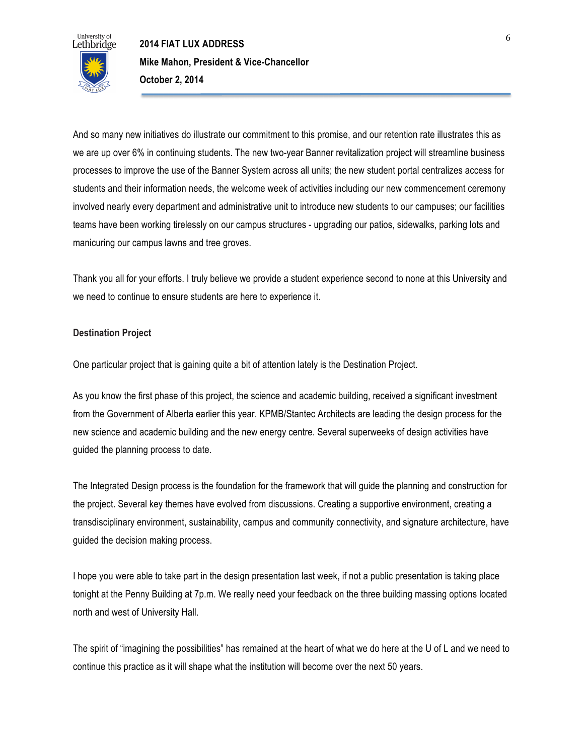And so many new initiatives do illustrate our commitment to this promise, and our retention rate illustrates this as we are up over 6% in continuing students. The new two-year Banner revitalization project will streamline business processes to improve the use of the Banner System across all units; the new student portal centralizes access for students and their information needs, the welcome week of activities including our new commencement ceremony involved nearly every department and administrative unit to introduce new students to our campuses; our facilities teams have been working tirelessly on our campus structures - upgrading our patios, sidewalks, parking lots and manicuring our campus lawns and tree groves.

Thank you all for your efforts. I truly believe we provide a student experience second to none at this University and we need to continue to ensure students are here to experience it.

**Destination Project**

One particular project that is gaining quite a bit of attention lately is the Destination Project.

As you know the first phase of this project, the science and academic building, received a significant investment from the Government of Alberta earlier this year. KPMB/Stantec Architects are leading the design process for the new science and academic building and the new energy centre. Several superweeks of design activities have guided the planning process to date.

The Integrated Design process is the foundation for the framework that will guide the planning and construction for the project. Several key themes have evolved from discussions. Creating a supportive environment, creating a transdisciplinary environment, sustainability, campus and community connectivity, and signature architecture, have guided the decision making process.

I hope you were able to take part in the design presentation last week, if not a public presentation is taking place tonight at the Penny Building at 7p.m. We really need your feedback on the three building massing options located north and west of University Hall.

The spirit of "imagining the possibilities" has remained at the heart of what we do here at the U of L and we need to continue this practice as it will shape what the institution will become over the next 50 years.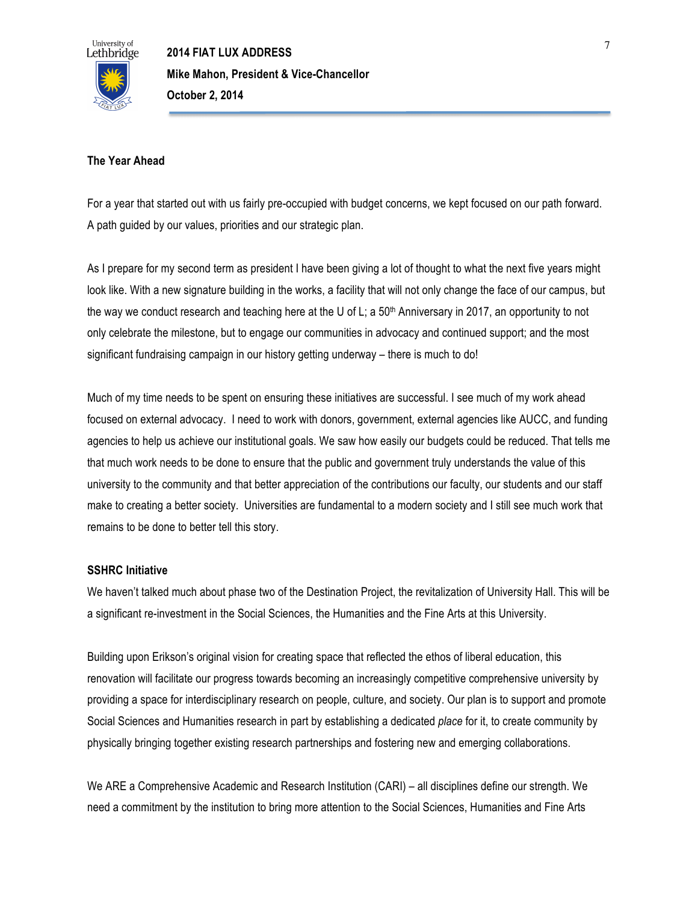**The Year Ahead**

For a year that started out with us fairly pre-occupied with budget concerns, we kept focused on our path forward. A path guided by our values, priorities and our strategic plan.

As I prepare for my second term as president I have been giving a lot of thought to what the next five years might look like. With a new signature building in the works, a facility that will not only change the face of our campus, but the way we conduct research and teaching here at the U of L; a 50th Anniversary in 2017, an opportunity to not only celebrate the milestone, but to engage our communities in advocacy and continued support; and the most significant fundraising campaign in our history getting underway – there is much to do!

Much of my time needs to be spent on ensuring these initiatives are successful. I see much of my work ahead focused on external advocacy. I need to work with donors, government, external agencies like AUCC, and funding agencies to help us achieve our institutional goals. We saw how easily our budgets could be reduced. That tells me that much work needs to be done to ensure that the public and government truly understands the value of this university to the community and that better appreciation of the contributions our faculty, our students and our staff make to creating a better society. Universities are fundamental to a modern society and I still see much work that remains to be done to better tell this story.

**SSHRC Initiative**

We haven't talked much about phase two of the Destination Project, the revitalization of University Hall. This will be a significant re-investment in the Social Sciences, the Humanities and the Fine Arts at this University.

Building upon Erikson's original vision for creating space that reflected the ethos of liberal education, this renovation will facilitate our progress towards becoming an increasingly competitive comprehensive university by providing a space for interdisciplinary research on people, culture, and society. Our plan is to support and promote Social Sciences and Humanities research in part by establishing a dedicated *place* for it, to create community by physically bringing together existing research partnerships and fostering new and emerging collaborations.

We ARE a Comprehensive Academic and Research Institution (CARI) – all disciplines define our strength. We need a commitment by the institution to bring more attention to the Social Sciences, Humanities and Fine Arts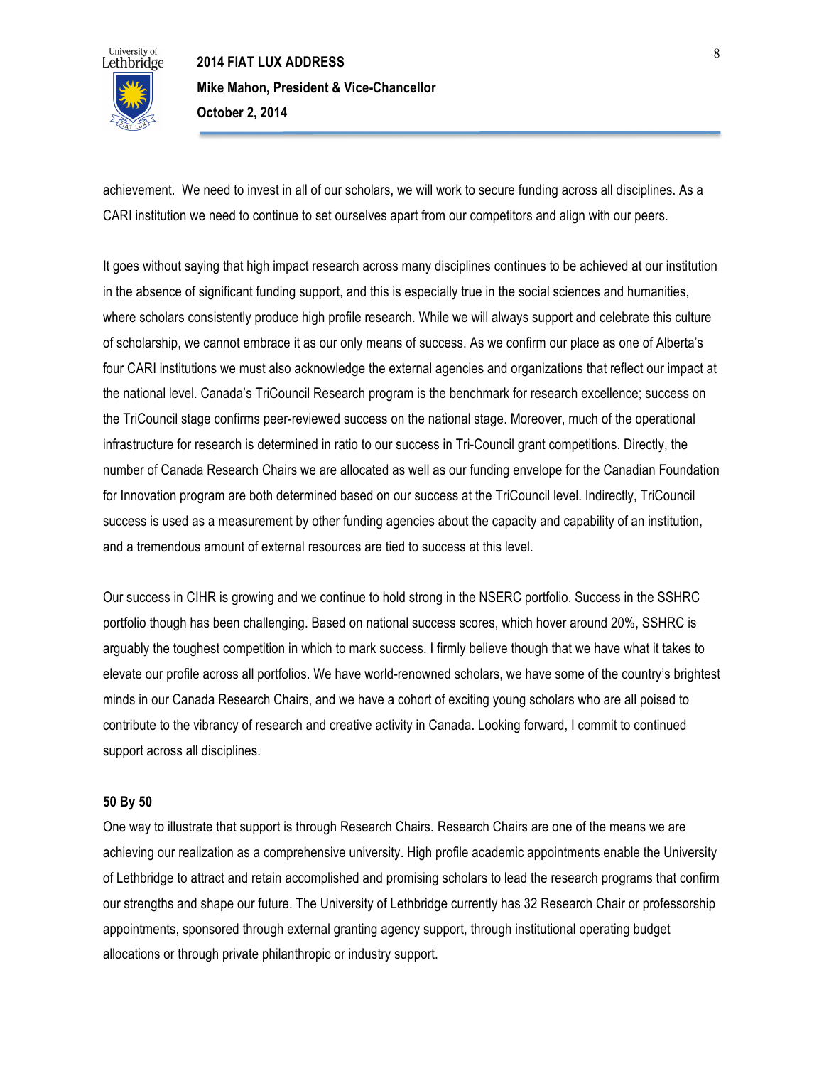achievement. We need to invest in all of our scholars, we will work to secure funding across all disciplines. As a CARI institution we need to continue to set ourselves apart from our competitors and align with our peers.

It goes without saying that high impact research across many disciplines continues to be achieved at our institution in the absence of significant funding support, and this is especially true in the social sciences and humanities, where scholars consistently produce high profile research. While we will always support and celebrate this culture of scholarship, we cannot embrace it as our only means of success. As we confirm our place as one of Alberta's four CARI institutions we must also acknowledge the external agencies and organizations that reflect our impact at the national level. Canada's TriCouncil Research program is the benchmark for research excellence; success on the TriCouncil stage confirms peer-reviewed success on the national stage. Moreover, much of the operational infrastructure for research is determined in ratio to our success in Tri-Council grant competitions. Directly, the number of Canada Research Chairs we are allocated as well as our funding envelope for the Canadian Foundation for Innovation program are both determined based on our success at the TriCouncil level. Indirectly, TriCouncil success is used as a measurement by other funding agencies about the capacity and capability of an institution, and a tremendous amount of external resources are tied to success at this level.

Our success in CIHR is growing and we continue to hold strong in the NSERC portfolio. Success in the SSHRC portfolio though has been challenging. Based on national success scores, which hover around 20%, SSHRC is arguably the toughest competition in which to mark success. I firmly believe though that we have what it takes to elevate our profile across all portfolios. We have world-renowned scholars, we have some of the country's brightest minds in our Canada Research Chairs, and we have a cohort of exciting young scholars who are all poised to contribute to the vibrancy of research and creative activity in Canada. Looking forward, I commit to continued support across all disciplines.

**50 By 50**

One way to illustrate that support is through Research Chairs. Research Chairs are one of the means we are achieving our realization as a comprehensive university. High profile academic appointments enable the University of Lethbridge to attract and retain accomplished and promising scholars to lead the research programs that confirm our strengths and shape our future. The University of Lethbridge currently has 32 Research Chair or professorship appointments, sponsored through external granting agency support, through institutional operating budget allocations or through private philanthropic or industry support.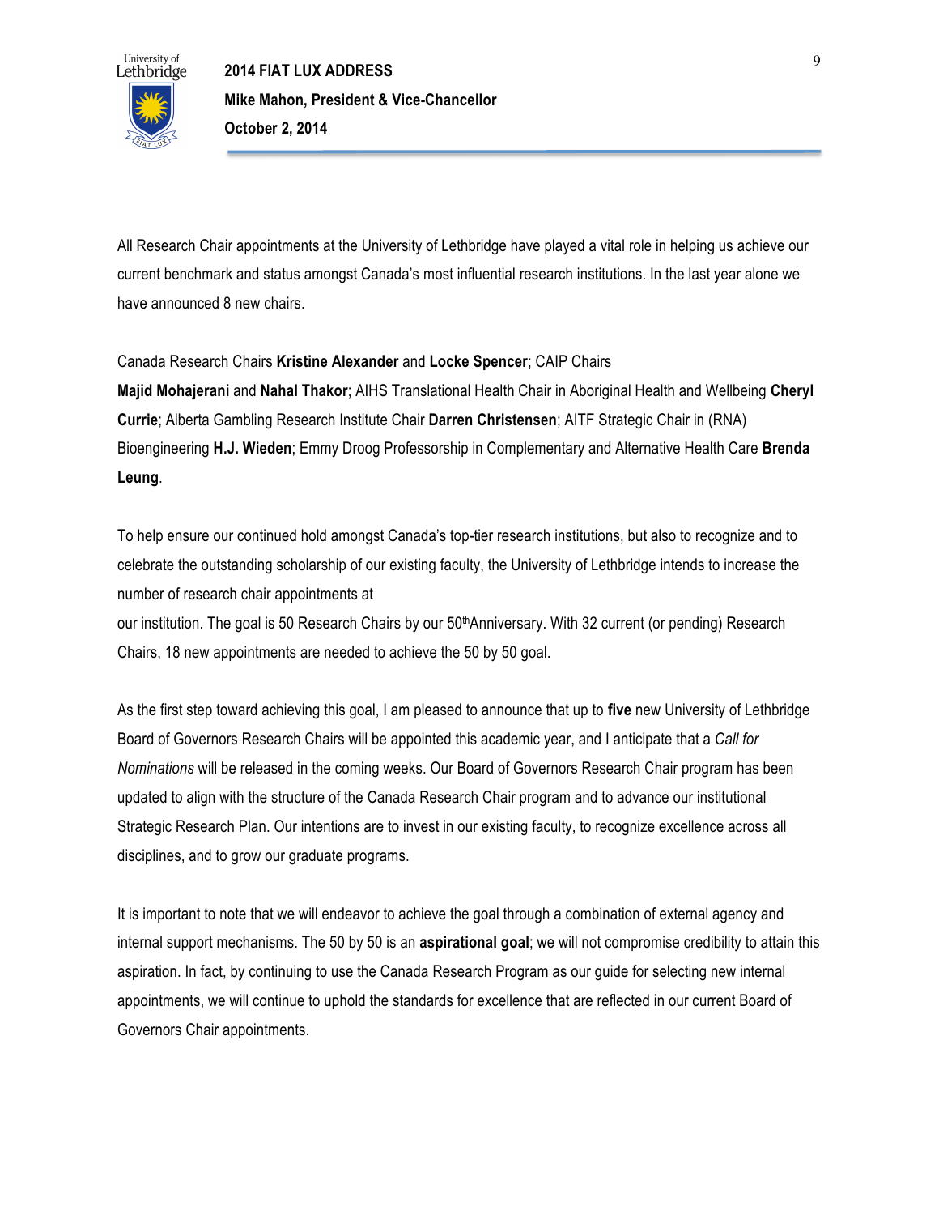All Research Chair appointments at the University of Lethbridge have played a vital role in helping us achieve our current benchmark and status amongst Canada's most influential research institutions. In the last year alone we have announced 8 new chairs.

Canada Research Chairs **Kristine Alexander** and **Locke Spencer**; CAIP Chairs **Majid Mohajerani** and **Nahal Thakor**; AIHS Translational Health Chair in Aboriginal Health and Wellbeing **Cheryl Currie**; Alberta Gambling Research Institute Chair **Darren Christensen**; AITF Strategic Chair in (RNA) Bioengineering **H.J. Wieden**; Emmy Droog Professorship in Complementary and Alternative Health Care **Brenda Leung**.

To help ensure our continued hold amongst Canada's top-tier research institutions, but also to recognize and to celebrate the outstanding scholarship of our existing faculty, the University of Lethbridge intends to increase the number of research chair appointments at our institution. The goal is 50 Research Chairs by our 50th Anniversary. With 32 current (or pending) Research Chairs, 18 new appointments are needed to achieve the 50 by 50 goal.

As the first step toward achieving this goal, I am pleased to announce that up to **five** new University of Lethbridge Board of Governors Research Chairs will be appointed this academic year, and I anticipate that a *Call for Nominations* will be released in the coming weeks. Our Board of Governors Research Chair program has been updated to align with the structure of the Canada Research Chair program and to advance our institutional Strategic Research Plan. Our intentions are to invest in our existing faculty, to recognize excellence across all disciplines, and to grow our graduate programs.

It is important to note that we will endeavor to achieve the goal through a combination of external agency and internal support mechanisms. The 50 by 50 is an **aspirational goal**; we will not compromise credibility to attain this aspiration. In fact, by continuing to use the Canada Research Program as our guide for selecting new internal appointments, we will continue to uphold the standards for excellence that are reflected in our current Board of Governors Chair appointments.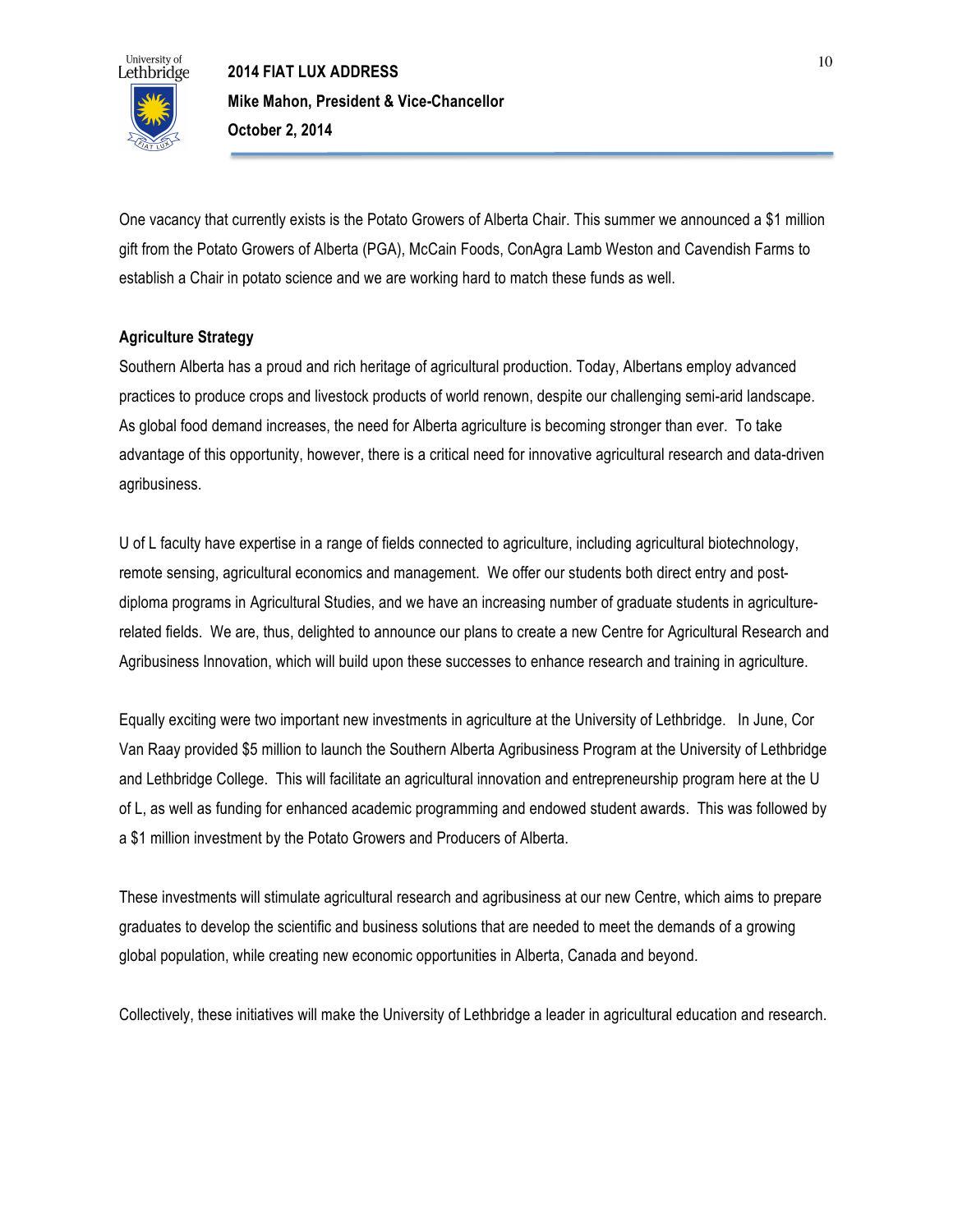One vacancy that currently exists is the Potato Growers of Alberta Chair. This summer we announced a $1 million gift from the Potato Growers of Alberta (PGA), McCain Foods, ConAgra Lamb Weston and Cavendish Farms to establish a Chair in potato science and we are working hard to match these funds as well.

**Agriculture Strategy**

Southern Alberta has a proud and rich heritage of agricultural production. Today, Albertans employ advanced practices to produce crops and livestock products of world renown, despite our challenging semi-arid landscape. As global food demand increases, the need for Alberta agriculture is becoming stronger than ever. To take advantage of this opportunity, however, there is a critical need for innovative agricultural research and data-driven agribusiness.

U of L faculty have expertise in a range of fields connected to agriculture, including agricultural biotechnology, remote sensing, agricultural economics and management. We offer our students both direct entry and post-diploma programs in Agricultural Studies, and we have an increasing number of graduate students in agriculture-related fields. We are, thus, delighted to announce our plans to create a new Centre for Agricultural Research and Agribusiness Innovation, which will build upon these successes to enhance research and training in agriculture.

Equally exciting were two important new investments in agriculture at the University of Lethbridge. In June, Cor Van Raay provided $5 million to launch the Southern Alberta Agribusiness Program at the University of Lethbridge and Lethbridge College. This will facilitate an agricultural innovation and entrepreneurship program here at the U of L, as well as funding for enhanced academic programming and endowed student awards. This was followed by a $1 million investment by the Potato Growers and Producers of Alberta.

These investments will stimulate agricultural research and agribusiness at our new Centre, which aims to prepare graduates to develop the scientific and business solutions that are needed to meet the demands of a growing global population, while creating new economic opportunities in Alberta, Canada and beyond.

Collectively, these initiatives will make the University of Lethbridge a leader in agricultural education and research.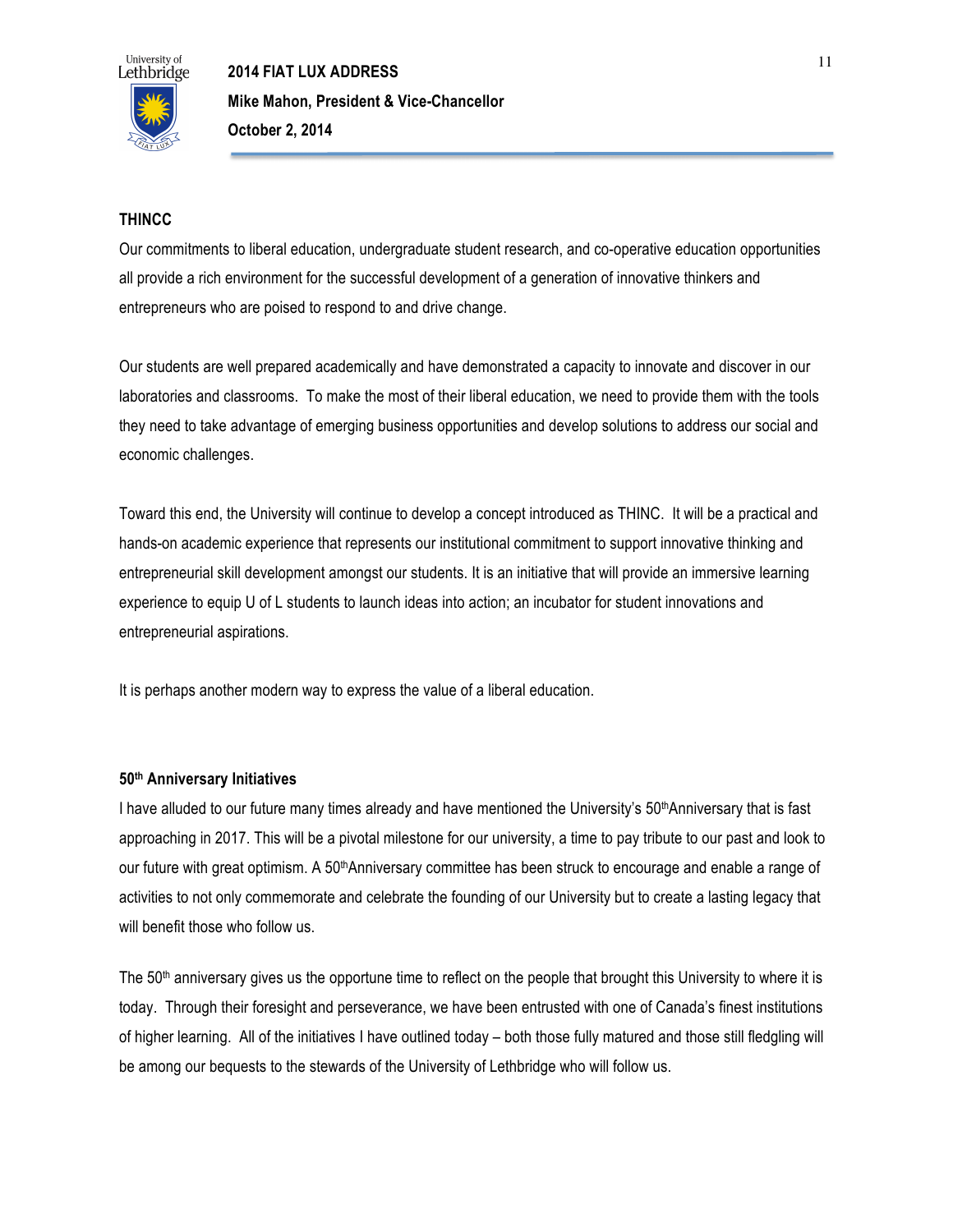## THINCC

Our commitments to liberal education, undergraduate student research, and co-operative education opportunities all provide a rich environment for the successful development of a generation of innovative thinkers and entrepreneurs who are poised to respond to and drive change.

Our students are well prepared academically and have demonstrated a capacity to innovate and discover in our laboratories and classrooms. To make the most of their liberal education, we need to provide them with the tools they need to take advantage of emerging business opportunities and develop solutions to address our social and economic challenges.

Toward this end, the University will continue to develop a concept introduced as THINC. It will be a practical and hands-on academic experience that represents our institutional commitment to support innovative thinking and entrepreneurial skill development amongst our students. It is an initiative that will provide an immersive learning experience to equip U of L students to launch ideas into action; an incubator for student innovations and entrepreneurial aspirations.

It is perhaps another modern way to express the value of a liberal education.

## 50th Anniversary Initiatives

I have alluded to our future many times already and have mentioned the University's 50thAnniversary that is fast approaching in 2017. This will be a pivotal milestone for our university, a time to pay tribute to our past and look to our future with great optimism. A 50thAnniversary committee has been struck to encourage and enable a range of activities to not only commemorate and celebrate the founding of our University but to create a lasting legacy that will benefit those who follow us.

The 50th anniversary gives us the opportune time to reflect on the people that brought this University to where it is today. Through their foresight and perseverance, we have been entrusted with one of Canada's finest institutions of higher learning. All of the initiatives I have outlined today – both those fully matured and those still fledgling will be among our bequests to the stewards of the University of Lethbridge who will follow us.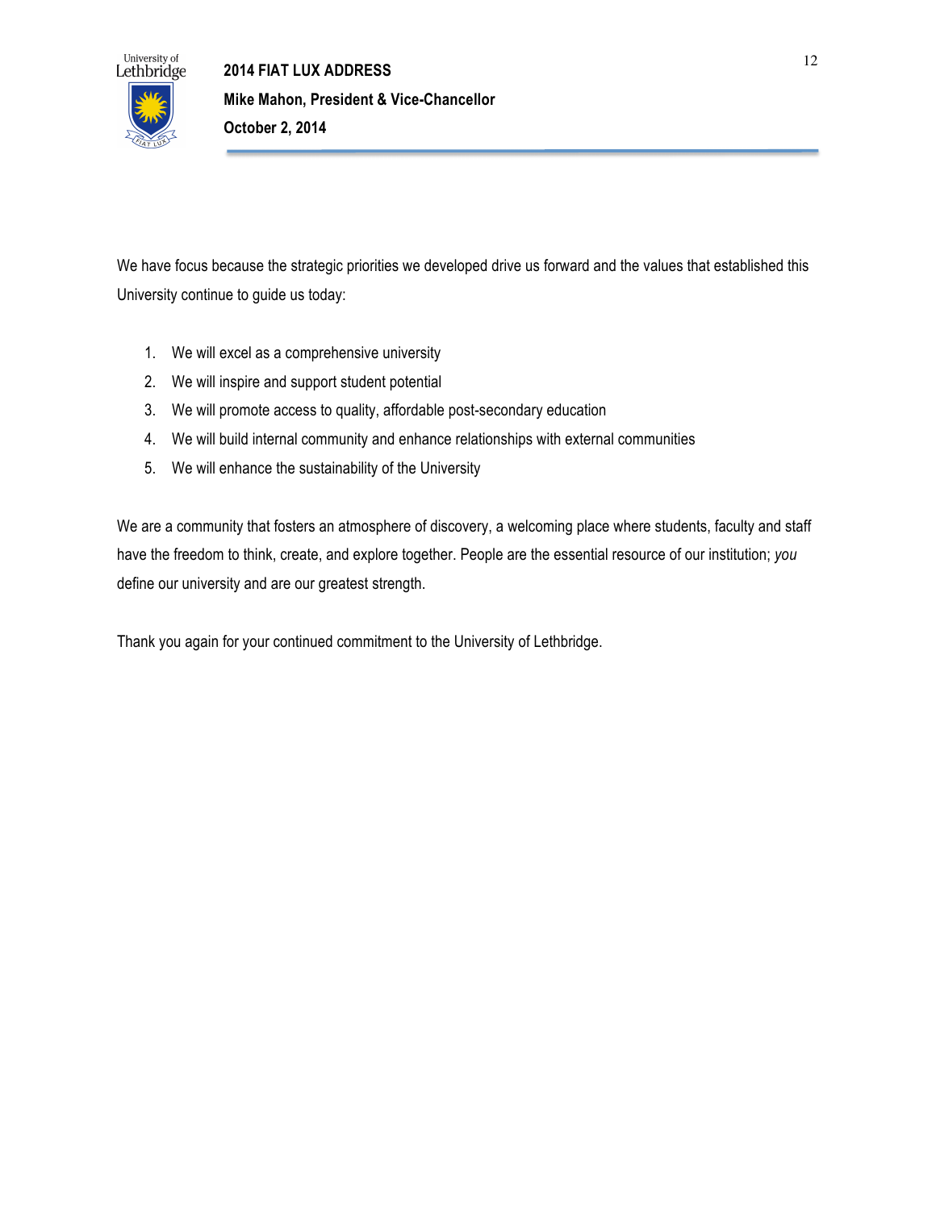We have focus because the strategic priorities we developed drive us forward and the values that established this University continue to guide us today:

1. We will excel as a comprehensive university
2. We will inspire and support student potential
3. We will promote access to quality, affordable post-secondary education
4. We will build internal community and enhance relationships with external communities
5. We will enhance the sustainability of the University

We are a community that fosters an atmosphere of discovery, a welcoming place where students, faculty and staff have the freedom to think, create, and explore together. People are the essential resource of our institution; *you* define our university and are our greatest strength.

Thank you again for your continued commitment to the University of Lethbridge.